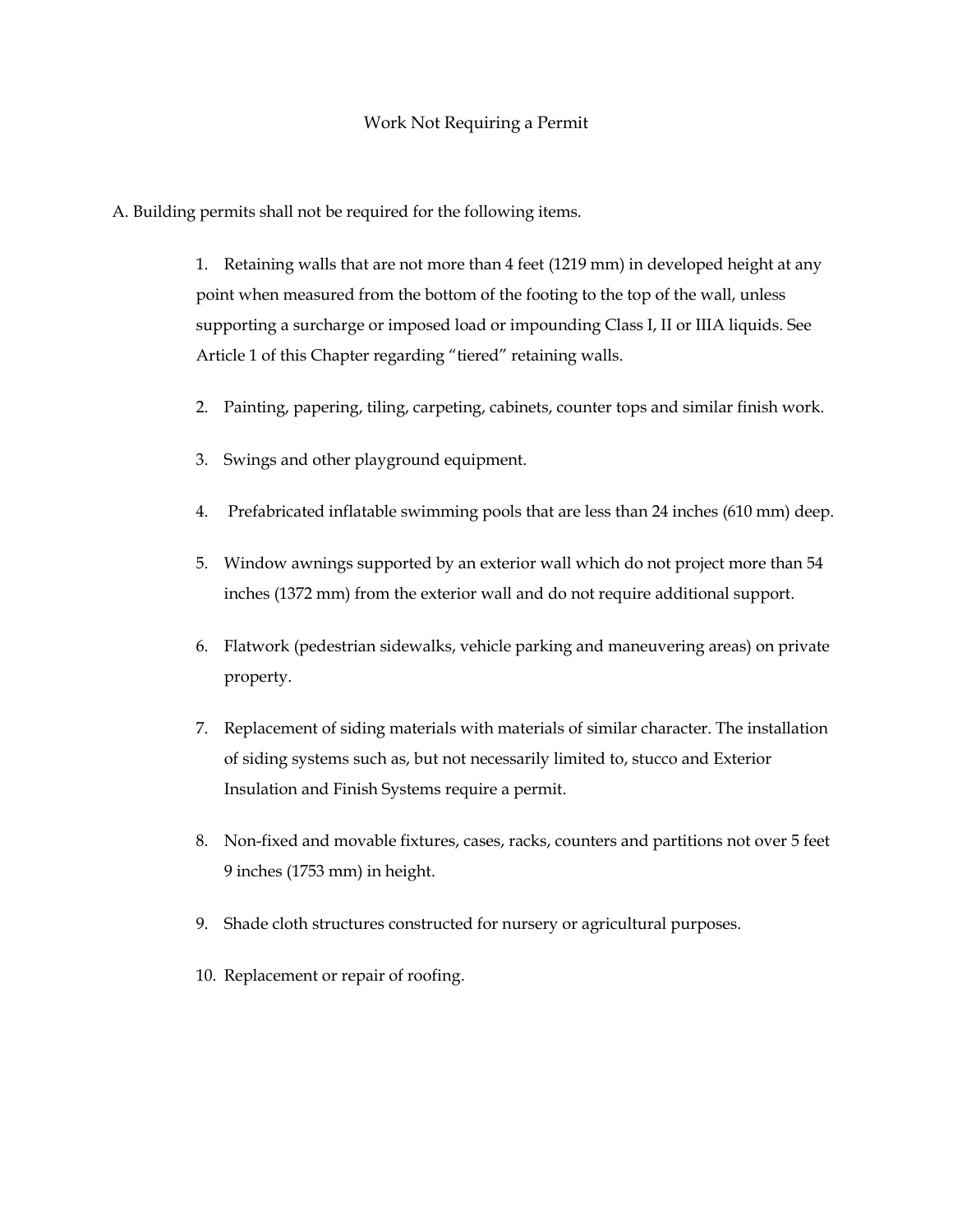# Work Not Requiring a Permit

A. Building permits shall not be required for the following items.

1. Retaining walls that are not more than 4 feet (1219 mm) in developed height at any point when measured from the bottom of the footing to the top of the wall, unless supporting a surcharge or imposed load or impounding Class I, II or IIIA liquids. See Article 1 of this Chapter regarding "tiered" retaining walls.

2. Painting, papering, tiling, carpeting, cabinets, counter tops and similar finish work.

3. Swings and other playground equipment.

4. Prefabricated inflatable swimming pools that are less than 24 inches (610 mm) deep.

5. Window awnings supported by an exterior wall which do not project more than 54 inches (1372 mm) from the exterior wall and do not require additional support.

6. Flatwork (pedestrian sidewalks, vehicle parking and maneuvering areas) on private property.

7. Replacement of siding materials with materials of similar character. The installation of siding systems such as, but not necessarily limited to, stucco and Exterior Insulation and Finish Systems require a permit.

8. Non-fixed and movable fixtures, cases, racks, counters and partitions not over 5 feet 9 inches (1753 mm) in height.

9. Shade cloth structures constructed for nursery or agricultural purposes.

10. Replacement or repair of roofing.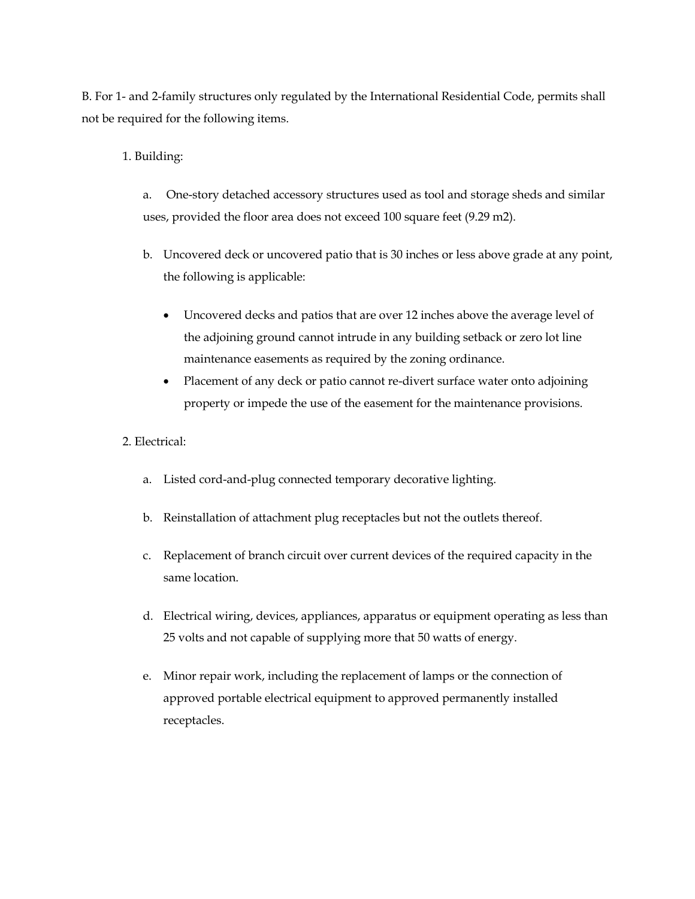B. For 1- and 2-family structures only regulated by the International Residential Code, permits shall not be required for the following items.

1. Building:

   a. One-story detached accessory structures used as tool and storage sheds and similar uses, provided the floor area does not exceed 100 square feet (9.29 m2).

   b. Uncovered deck or uncovered patio that is 30 inches or less above grade at any point, the following is applicable:

      - Uncovered decks and patios that are over 12 inches above the average level of the adjoining ground cannot intrude in any building setback or zero lot line maintenance easements as required by the zoning ordinance.
      - Placement of any deck or patio cannot re-divert surface water onto adjoining property or impede the use of the easement for the maintenance provisions.

2. Electrical:

   a. Listed cord-and-plug connected temporary decorative lighting.

   b. Reinstallation of attachment plug receptacles but not the outlets thereof.

   c. Replacement of branch circuit over current devices of the required capacity in the same location.

   d. Electrical wiring, devices, appliances, apparatus or equipment operating as less than 25 volts and not capable of supplying more that 50 watts of energy.

   e. Minor repair work, including the replacement of lamps or the connection of approved portable electrical equipment to approved permanently installed receptacles.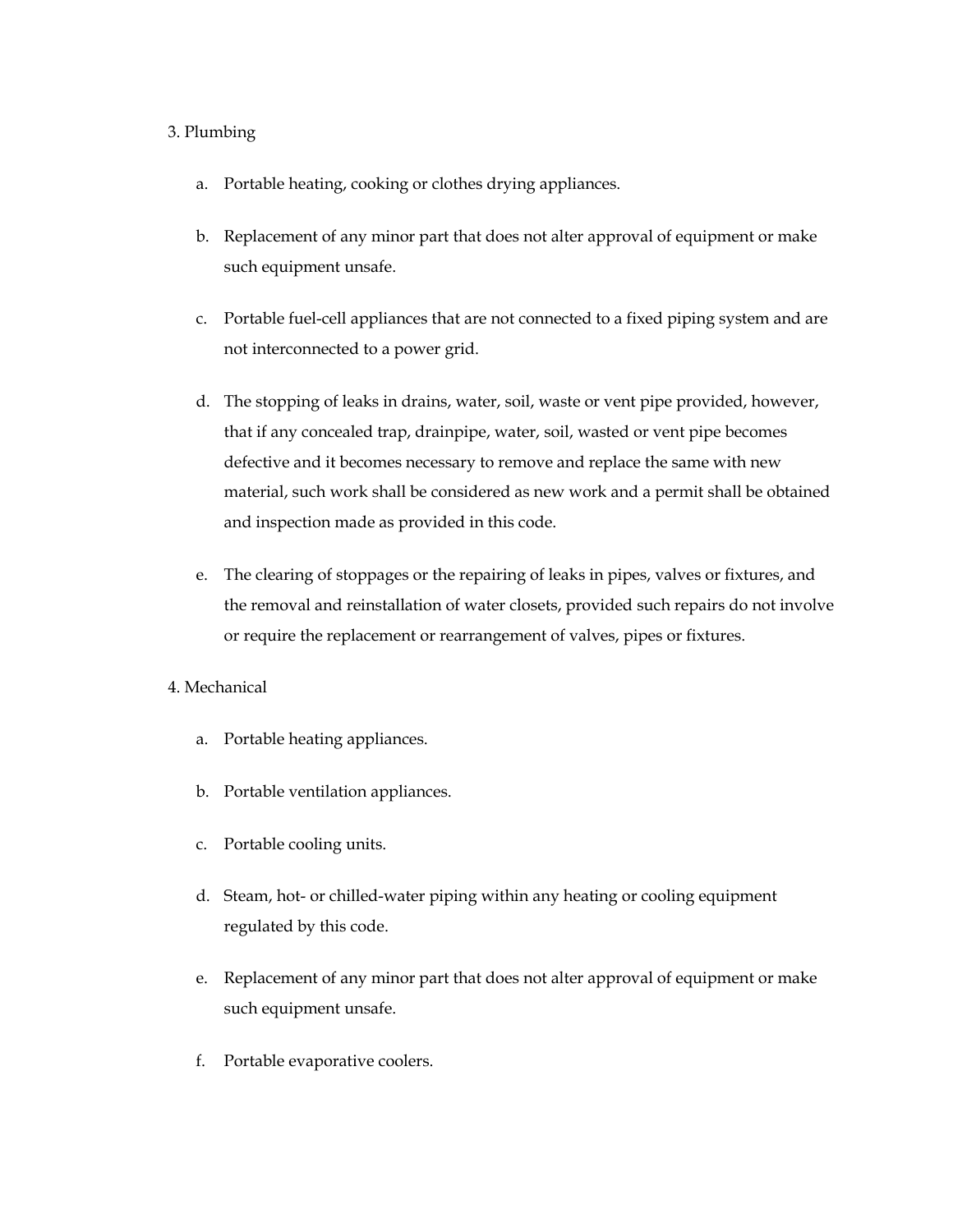3. Plumbing

   a. Portable heating, cooking or clothes drying appliances.

   b. Replacement of any minor part that does not alter approval of equipment or make such equipment unsafe.

   c. Portable fuel-cell appliances that are not connected to a fixed piping system and are not interconnected to a power grid.

   d. The stopping of leaks in drains, water, soil, waste or vent pipe provided, however, that if any concealed trap, drainpipe, water, soil, wasted or vent pipe becomes defective and it becomes necessary to remove and replace the same with new material, such work shall be considered as new work and a permit shall be obtained and inspection made as provided in this code.

   e. The clearing of stoppages or the repairing of leaks in pipes, valves or fixtures, and the removal and reinstallation of water closets, provided such repairs do not involve or require the replacement or rearrangement of valves, pipes or fixtures.

4. Mechanical

   a. Portable heating appliances.

   b. Portable ventilation appliances.

   c. Portable cooling units.

   d. Steam, hot- or chilled-water piping within any heating or cooling equipment regulated by this code.

   e. Replacement of any minor part that does not alter approval of equipment or make such equipment unsafe.

   f. Portable evaporative coolers.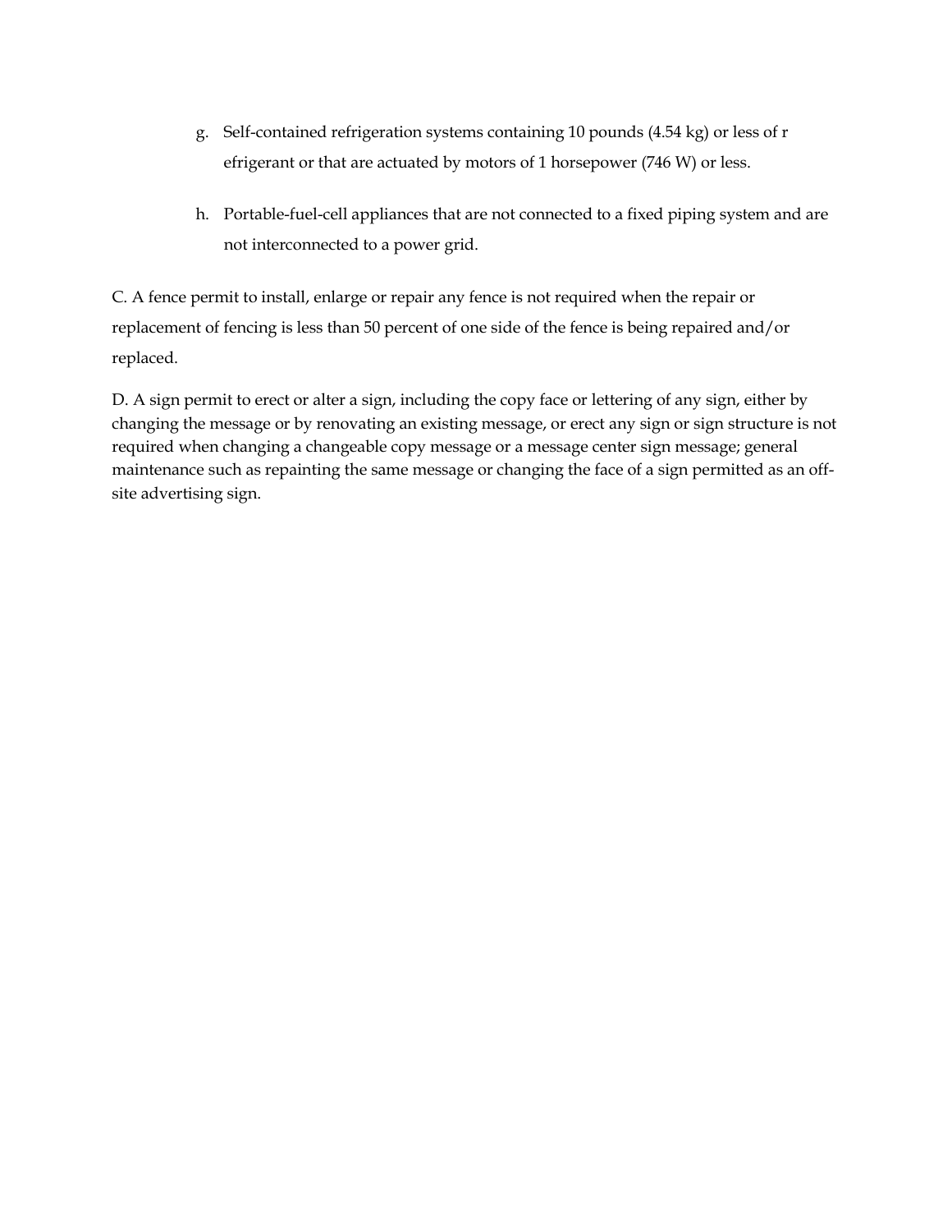g. Self-contained refrigeration systems containing 10 pounds (4.54 kg) or less of r efrigerant or that are actuated by motors of 1 horsepower (746 W) or less.

h. Portable-fuel-cell appliances that are not connected to a fixed piping system and are not interconnected to a power grid.

C. A fence permit to install, enlarge or repair any fence is not required when the repair or replacement of fencing is less than 50 percent of one side of the fence is being repaired and/or replaced.

D. A sign permit to erect or alter a sign, including the copy face or lettering of any sign, either by changing the message or by renovating an existing message, or erect any sign or sign structure is not required when changing a changeable copy message or a message center sign message; general maintenance such as repainting the same message or changing the face of a sign permitted as an off-site advertising sign.